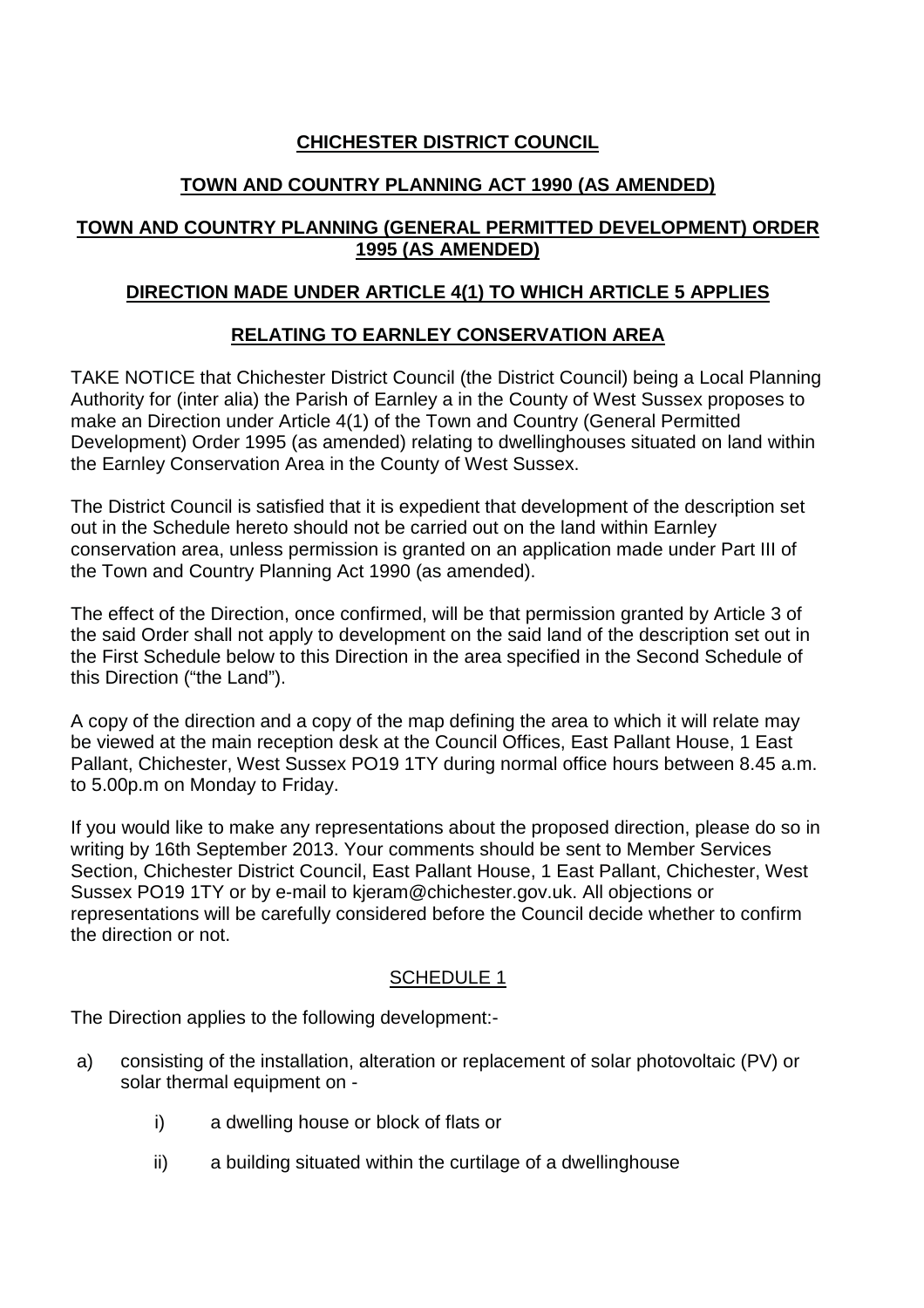**CHICHESTER DISTRICT COUNCIL**

**TOWN AND COUNTRY PLANNING ACT 1990 (AS AMENDED)**

**TOWN AND COUNTRY PLANNING (GENERAL PERMITTED DEVELOPMENT) ORDER 1995 (AS AMENDED)**

**DIRECTION MADE UNDER ARTICLE 4(1) TO WHICH ARTICLE 5 APPLIES**

**RELATING TO EARNLEY CONSERVATION AREA**

TAKE NOTICE that Chichester District Council (the District Council) being a Local Planning Authority for (inter alia) the Parish of Earnley a in the County of West Sussex proposes to make an Direction under Article 4(1) of the Town and Country (General Permitted Development) Order 1995 (as amended) relating to dwellinghouses situated on land within the Earnley Conservation Area in the County of West Sussex.

The District Council is satisfied that it is expedient that development of the description set out in the Schedule hereto should not be carried out on the land within Earnley conservation area, unless permission is granted on an application made under Part III of the Town and Country Planning Act 1990 (as amended).

The effect of the Direction, once confirmed, will be that permission granted by Article 3 of the said Order shall not apply to development on the said land of the description set out in the First Schedule below to this Direction in the area specified in the Second Schedule of this Direction ("the Land").

A copy of the direction and a copy of the map defining the area to which it will relate may be viewed at the main reception desk at the Council Offices, East Pallant House, 1 East Pallant, Chichester, West Sussex PO19 1TY during normal office hours between 8.45 a.m. to 5.00p.m on Monday to Friday.

If you would like to make any representations about the proposed direction, please do so in writing by 16th September 2013. Your comments should be sent to Member Services Section, Chichester District Council, East Pallant House, 1 East Pallant, Chichester, West Sussex PO19 1TY or by e-mail to kjeram@chichester.gov.uk. All objections or representations will be carefully considered before the Council decide whether to confirm the direction or not.

SCHEDULE 1

The Direction applies to the following development:-

a) consisting of the installation, alteration or replacement of solar photovoltaic (PV) or solar thermal equipment on -

   i) a dwelling house or block of flats or

   ii) a building situated within the curtilage of a dwellinghouse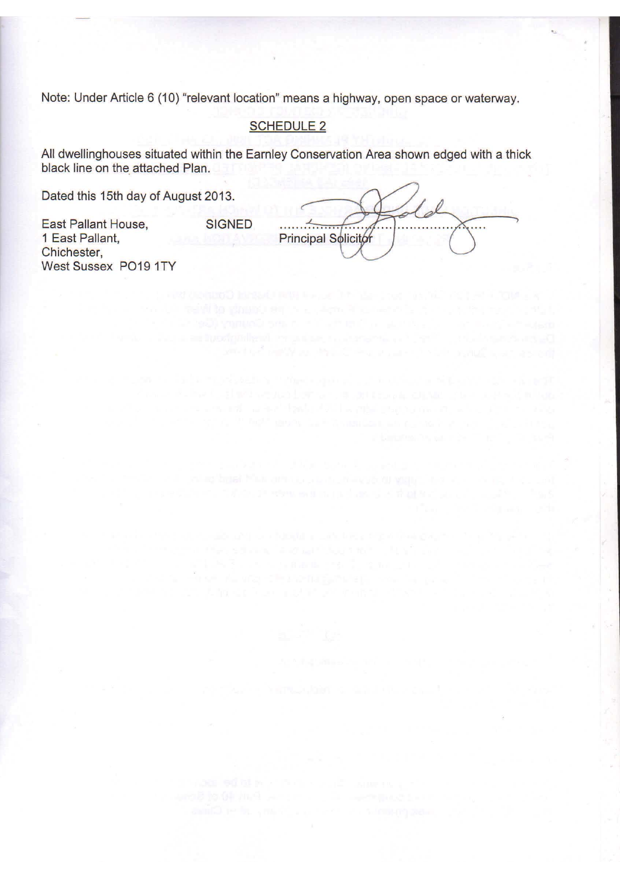Note: Under Article 6 (10) "relevant location" means a highway, open space or waterway.

## SCHEDULE 2

All dwellinghouses situated within the Earnley Conservation Area shown edged with a thick black line on the attached Plan.

Dated this 15th day of August 2013.

East Pallant House,
1 East Pallant,
Chichester,
West Sussex PO19 1TY

SIGNED ......................................................

Principal Solicitor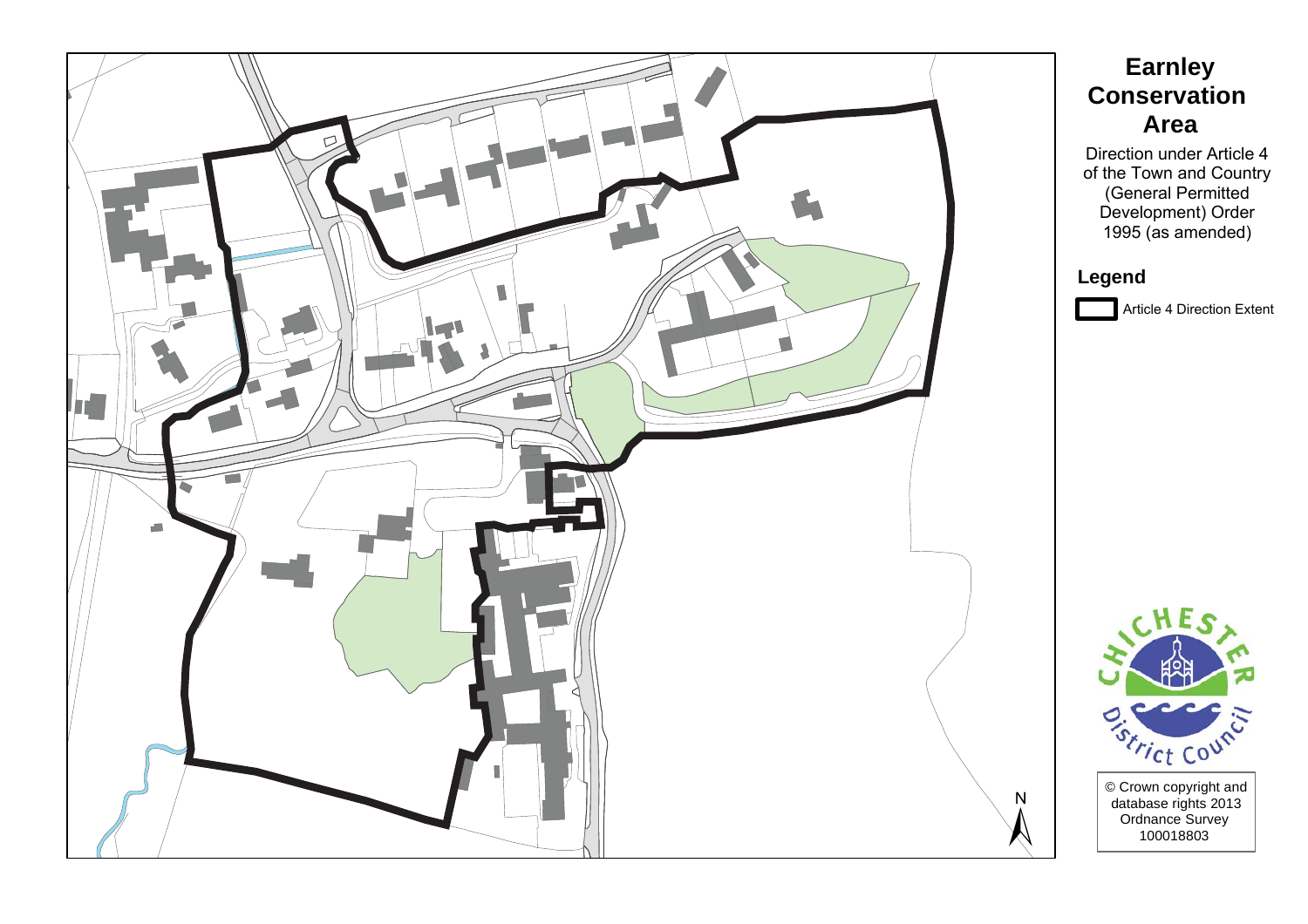# Earnley Conservation Area

Direction under Article 4 of the Town and Country (General Permitted Development) Order 1995 (as amended)

## Legend

Article 4 Direction Extent

N

Chichester District Council

© Crown copyright and database rights 2013 Ordnance Survey 100018803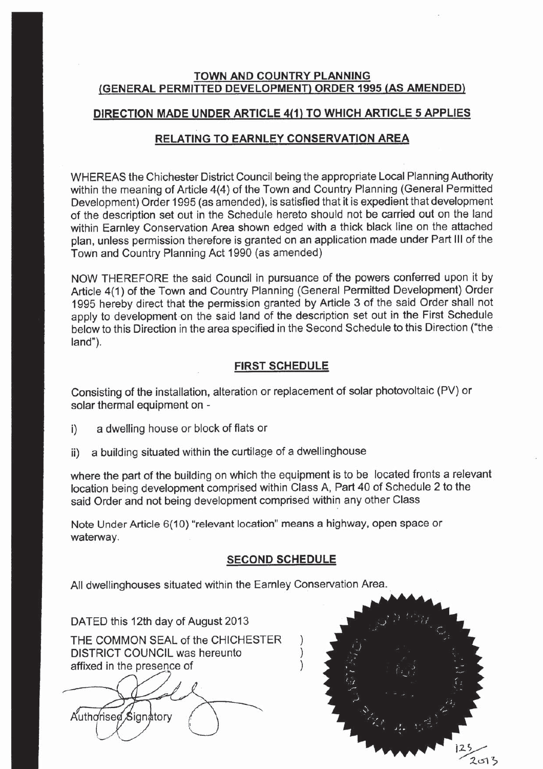# TOWN AND COUNTRY PLANNING (GENERAL PERMITTED DEVELOPMENT) ORDER 1995 (AS AMENDED)

## DIRECTION MADE UNDER ARTICLE 4(1) TO WHICH ARTICLE 5 APPLIES

## RELATING TO EARNLEY CONSERVATION AREA

WHEREAS the Chichester District Council being the appropriate Local Planning Authority within the meaning of Article 4(4) of the Town and Country Planning (General Permitted Development) Order 1995 (as amended), is satisfied that it is expedient that development of the description set out in the Schedule hereto should not be carried out on the land within Earnley Conservation Area shown edged with a thick black line on the attached plan, unless permission therefore is granted on an application made under Part III of the Town and Country Planning Act 1990 (as amended)

NOW THEREFORE the said Council in pursuance of the powers conferred upon it by Article 4(1) of the Town and Country Planning (General Permitted Development) Order 1995 hereby direct that the permission granted by Article 3 of the said Order shall not apply to development on the said land of the description set out in the First Schedule below to this Direction in the area specified in the Second Schedule to this Direction ("the land").

## FIRST SCHEDULE

Consisting of the installation, alteration or replacement of solar photovoltaic (PV) or solar thermal equipment on -

i) a dwelling house or block of flats or

ii) a building situated within the curtilage of a dwellinghouse

where the part of the building on which the equipment is to be located fronts a relevant location being development comprised within Class A, Part 40 of Schedule 2 to the said Order and not being development comprised within any other Class

Note Under Article 6(10) "relevant location" means a highway, open space or waterway.

## SECOND SCHEDULE

All dwellinghouses situated within the Earnley Conservation Area.

DATED this 12th day of August 2013

THE COMMON SEAL of the CHICHESTER DISTRICT COUNCIL was hereunto affixed in the presence of )

Authorised Signatory

123/2013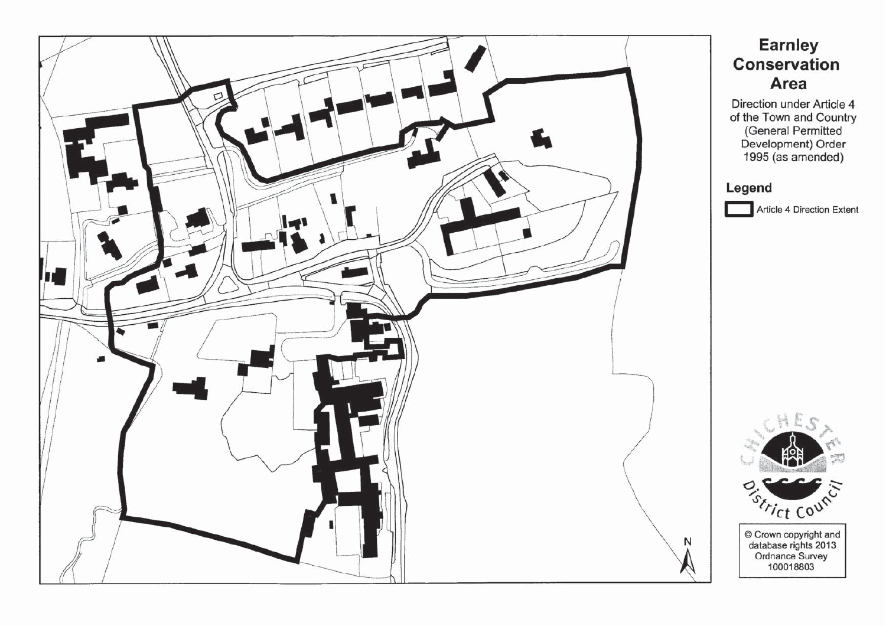# Earnley Conservation Area

Direction under Article 4 of the Town and Country (General Permitted Development) Order 1995 (as amended)

## Legend

Article 4 Direction Extent

N

CHICHESTER District Council

© Crown copyright and database rights 2013 Ordnance Survey 100018803